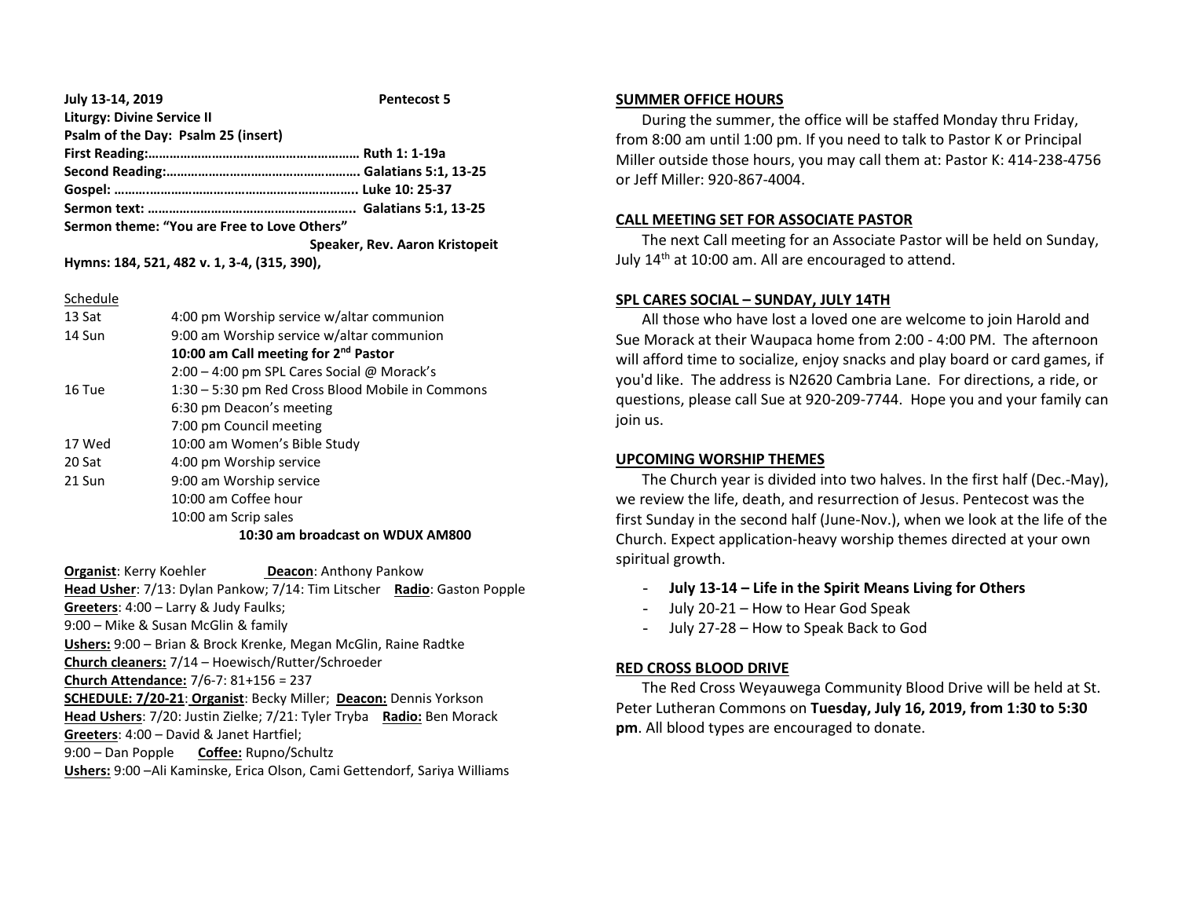**July 13-14, 2019** **Pentecost 5**
**Liturgy: Divine Service II**
**Psalm of the Day: Psalm 25 (insert)**
**First Reading:…………………………………………………… Ruth 1: 1-19a**
**Second Reading:……………………………………………… Galatians 5:1, 13-25**
**Gospel: ……..………………………………………………….. Luke 10: 25-37**
**Sermon text: ………………………………………………….. Galatians 5:1, 13-25**
**Sermon theme: "You are Free to Love Others"**
**Speaker, Rev. Aaron Kristopeit**
**Hymns: 184, 521, 482 v. 1, 3-4, (315, 390),**

Schedule

| | |
|---|---|
| 13 Sat | 4:00 pm Worship service w/altar communion |
| 14 Sun | 9:00 am Worship service w/altar communion |
| | **10:00 am Call meeting for 2nd Pastor** |
| | 2:00 – 4:00 pm SPL Cares Social @ Morack's |
| 16 Tue | 1:30 – 5:30 pm Red Cross Blood Mobile in Commons |
| | 6:30 pm Deacon's meeting |
| | 7:00 pm Council meeting |
| 17 Wed | 10:00 am Women's Bible Study |
| 20 Sat | 4:00 pm Worship service |
| 21 Sun | 9:00 am Worship service |
| | 10:00 am Coffee hour |
| | 10:00 am Scrip sales |
| | **10:30 am broadcast on WDUX AM800** |

**Organist**: Kerry Koehler **Deacon**: Anthony Pankow
**Head Usher**: 7/13: Dylan Pankow; 7/14: Tim Litscher **Radio**: Gaston Popple
**Greeters**: 4:00 – Larry & Judy Faulks;
9:00 – Mike & Susan McGlin & family
**Ushers:** 9:00 – Brian & Brock Krenke, Megan McGlin, Raine Radtke
**Church cleaners:** 7/14 – Hoewisch/Rutter/Schroeder
**Church Attendance:** 7/6-7: 81+156 = 237
**SCHEDULE: 7/20-21**: **Organist**: Becky Miller; **Deacon:** Dennis Yorkson
**Head Ushers**: 7/20: Justin Zielke; 7/21: Tyler Tryba **Radio:** Ben Morack
**Greeters**: 4:00 – David & Janet Hartfiel;
9:00 – Dan Popple **Coffee:** Rupno/Schultz
**Ushers:** 9:00 –Ali Kaminske, Erica Olson, Cami Gettendorf, Sariya Williams

## SUMMER OFFICE HOURS

During the summer, the office will be staffed Monday thru Friday, from 8:00 am until 1:00 pm. If you need to talk to Pastor K or Principal Miller outside those hours, you may call them at: Pastor K: 414-238-4756 or Jeff Miller: 920-867-4004.

## CALL MEETING SET FOR ASSOCIATE PASTOR

The next Call meeting for an Associate Pastor will be held on Sunday, July 14th at 10:00 am. All are encouraged to attend.

## SPL CARES SOCIAL – SUNDAY, JULY 14TH

All those who have lost a loved one are welcome to join Harold and Sue Morack at their Waupaca home from 2:00 - 4:00 PM. The afternoon will afford time to socialize, enjoy snacks and play board or card games, if you'd like. The address is N2620 Cambria Lane. For directions, a ride, or questions, please call Sue at 920-209-7744. Hope you and your family can join us.

## UPCOMING WORSHIP THEMES

The Church year is divided into two halves. In the first half (Dec.-May), we review the life, death, and resurrection of Jesus. Pentecost was the first Sunday in the second half (June-Nov.), when we look at the life of the Church. Expect application-heavy worship themes directed at your own spiritual growth.

- **July 13-14 – Life in the Spirit Means Living for Others**
- July 20-21 – How to Hear God Speak
- July 27-28 – How to Speak Back to God

## RED CROSS BLOOD DRIVE

The Red Cross Weyauwega Community Blood Drive will be held at St. Peter Lutheran Commons on **Tuesday, July 16, 2019, from 1:30 to 5:30 pm**. All blood types are encouraged to donate.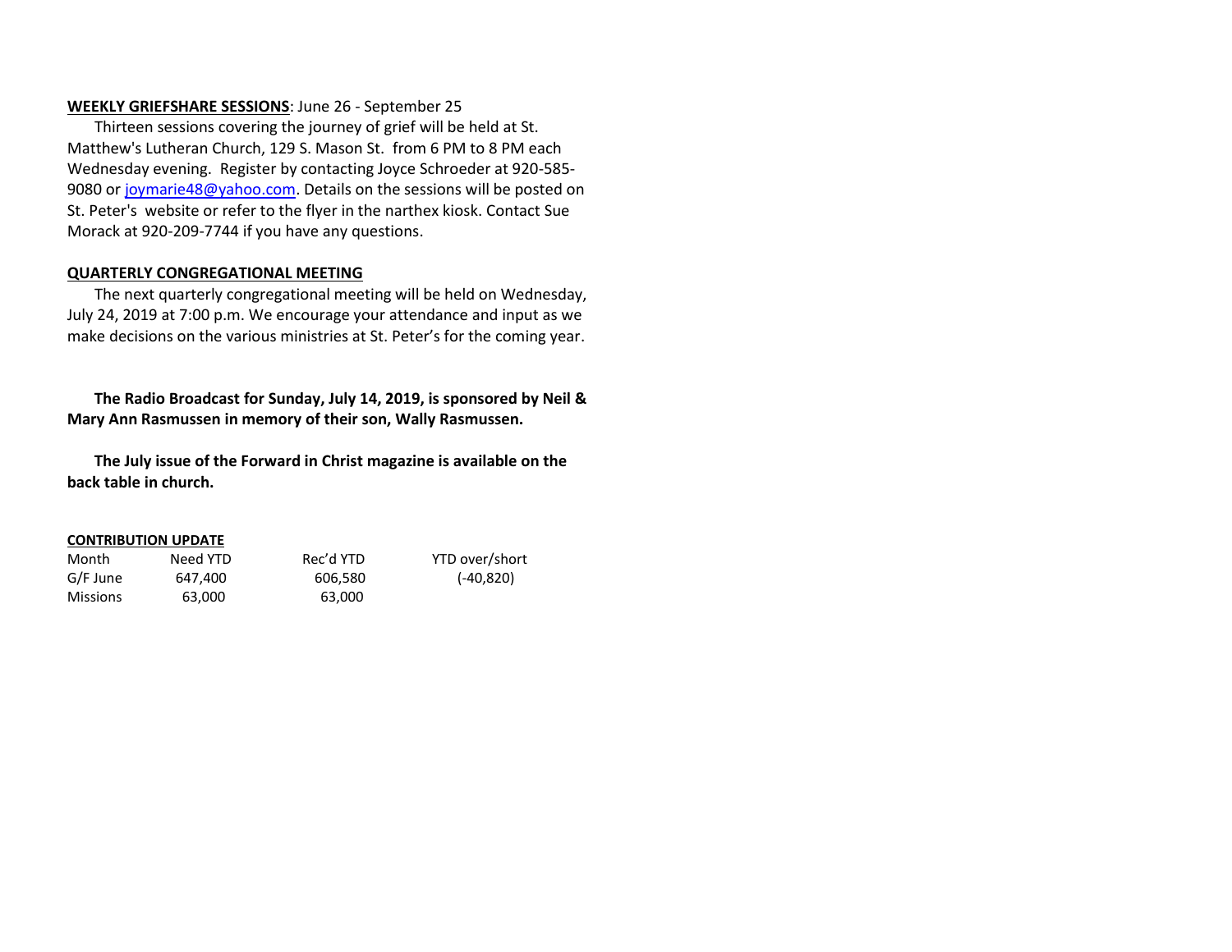**WEEKLY GRIEFSHARE SESSIONS**: June 26 - September 25

Thirteen sessions covering the journey of grief will be held at St. Matthew's Lutheran Church, 129 S. Mason St. from 6 PM to 8 PM each Wednesday evening. Register by contacting Joyce Schroeder at 920-585-9080 or joymarie48@yahoo.com. Details on the sessions will be posted on St. Peter's website or refer to the flyer in the narthex kiosk. Contact Sue Morack at 920-209-7744 if you have any questions.

**QUARTERLY CONGREGATIONAL MEETING**

The next quarterly congregational meeting will be held on Wednesday, July 24, 2019 at 7:00 p.m. We encourage your attendance and input as we make decisions on the various ministries at St. Peter's for the coming year.

**The Radio Broadcast for Sunday, July 14, 2019, is sponsored by Neil & Mary Ann Rasmussen in memory of their son, Wally Rasmussen.**

**The July issue of the Forward in Christ magazine is available on the back table in church.**

**CONTRIBUTION UPDATE**

| Month | Need YTD | Rec'd YTD | YTD over/short |
|---|---|---|---|
| G/F June | 647,400 | 606,580 | (-40,820) |
| Missions | 63,000 | 63,000 | |